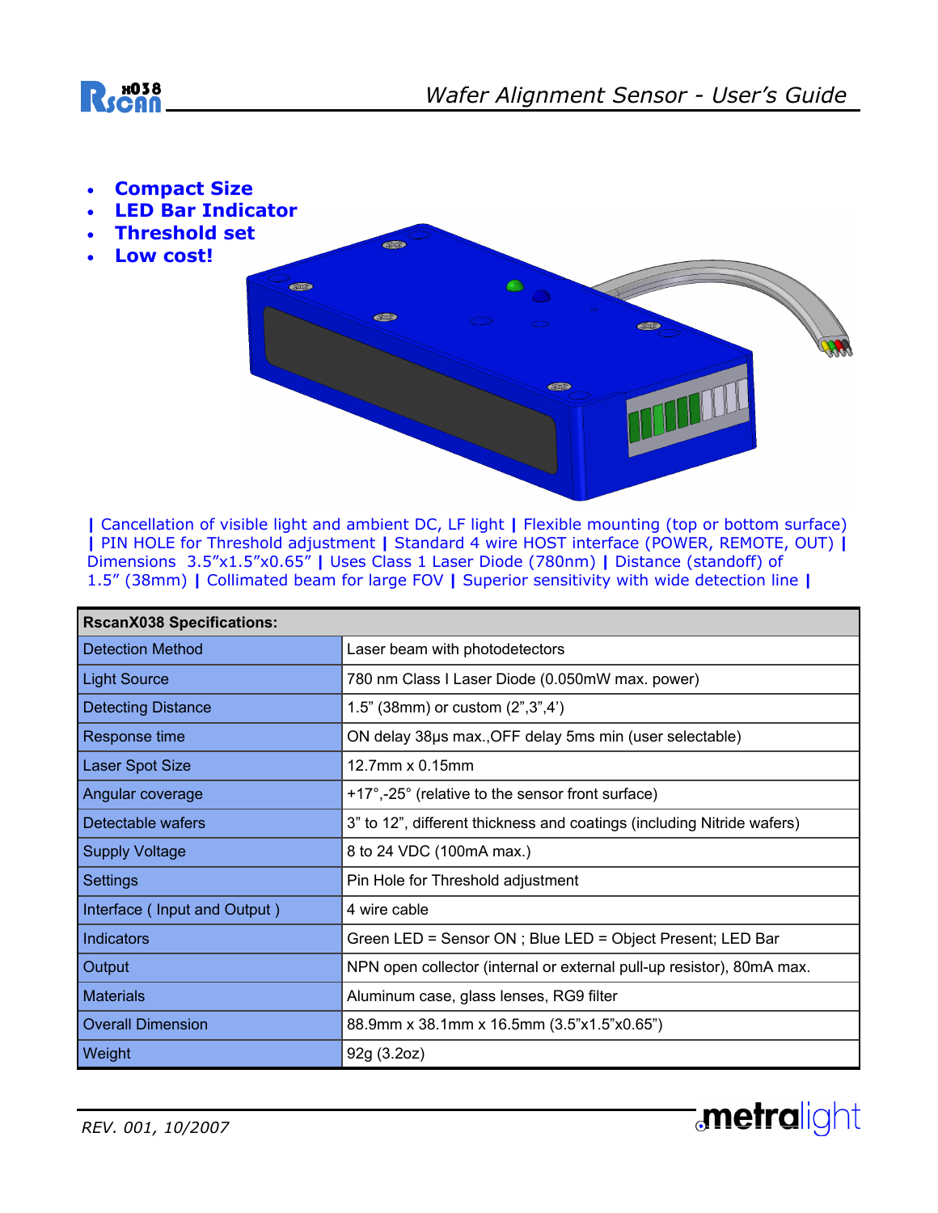# Wafer Alignment Sensor - User's Guide

- **Compact Size**
- **LED Bar Indicator**
- **Threshold set**
- **Low cost!**

| Cancellation of visible light and ambient DC, LF light | Flexible mounting (top or bottom surface) | PIN HOLE for Threshold adjustment | Standard 4 wire HOST interface (POWER, REMOTE, OUT) | Dimensions 3.5"x1.5"x0.65" | Uses Class 1 Laser Diode (780nm) | Distance (standoff) of 1.5" (38mm) | Collimated beam for large FOV | Superior sensitivity with wide detection line |

| **RscanX038 Specifications:** | |
|---|---|
| Detection Method | Laser beam with photodetectors |
| Light Source | 780 nm Class I Laser Diode (0.050mW max. power) |
| Detecting Distance | 1.5" (38mm) or custom (2",3",4') |
| Response time | ON delay 38µs max.,OFF delay 5ms min (user selectable) |
| Laser Spot Size | 12.7mm x 0.15mm |
| Angular coverage | +17°,-25° (relative to the sensor front surface) |
| Detectable wafers | 3" to 12", different thickness and coatings (including Nitride wafers) |
| Supply Voltage | 8 to 24 VDC (100mA max.) |
| Settings | Pin Hole for Threshold adjustment |
| Interface ( Input and Output ) | 4 wire cable |
| Indicators | Green LED = Sensor ON ; Blue LED = Object Present; LED Bar |
| Output | NPN open collector (internal or external pull-up resistor), 80mA max. |
| Materials | Aluminum case, glass lenses, RG9 filter |
| Overall Dimension | 88.9mm x 38.1mm x 16.5mm (3.5"x1.5"x0.65") |
| Weight | 92g (3.2oz) |

*REV. 001, 10/2007*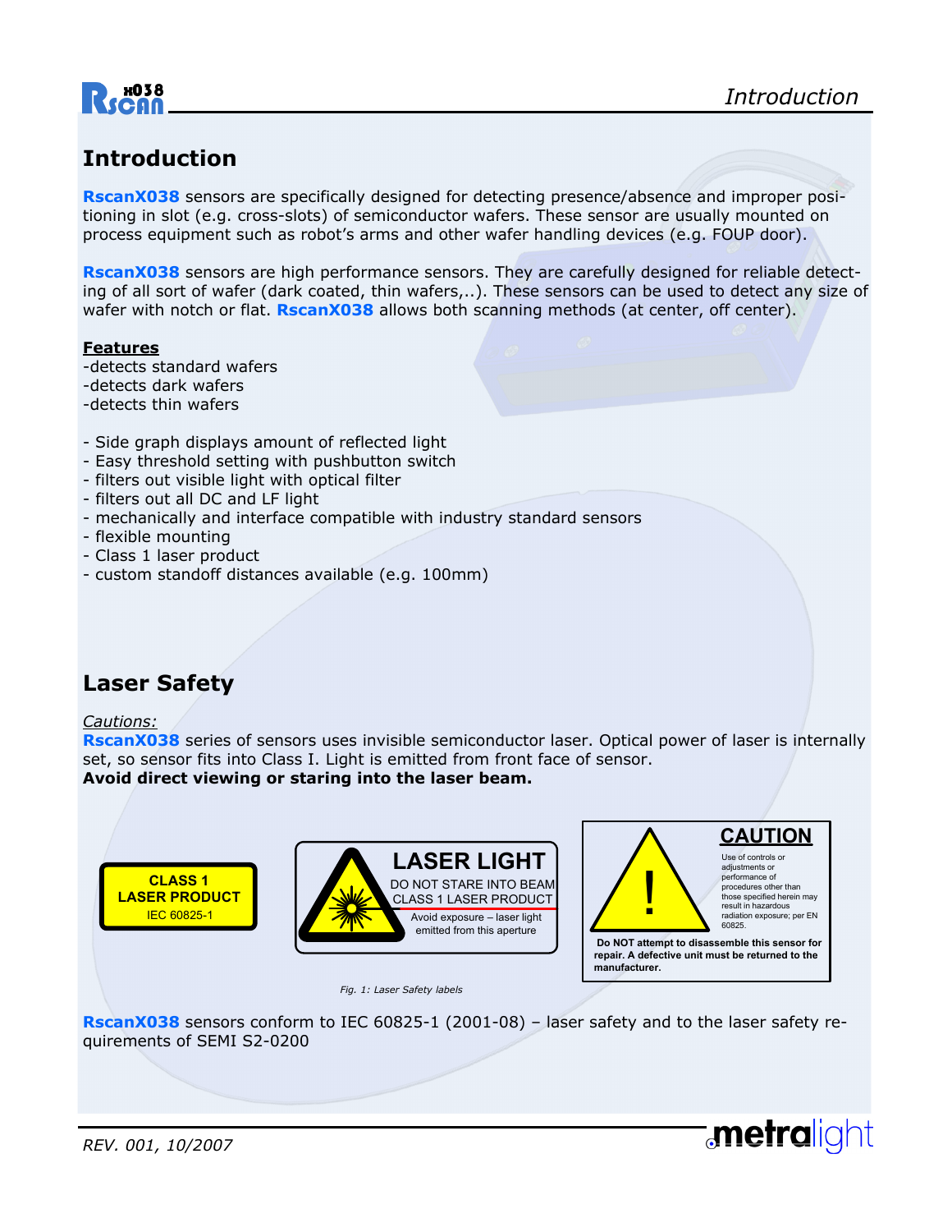# Introduction

**RscanX038** sensors are specifically designed for detecting presence/absence and improper positioning in slot (e.g. cross-slots) of semiconductor wafers. These sensor are usually mounted on process equipment such as robot's arms and other wafer handling devices (e.g. FOUP door).

**RscanX038** sensors are high performance sensors. They are carefully designed for reliable detecting of all sort of wafer (dark coated, thin wafers,..). These sensors can be used to detect any size of wafer with notch or flat. **RscanX038** allows both scanning methods (at center, off center).

**Features**
-detects standard wafers
-detects dark wafers
-detects thin wafers

- Side graph displays amount of reflected light
- Easy threshold setting with pushbutton switch
- filters out visible light with optical filter
- filters out all DC and LF light
- mechanically and interface compatible with industry standard sensors
- flexible mounting
- Class 1 laser product
- custom standoff distances available (e.g. 100mm)

# Laser Safety

*Cautions:*
**RscanX038** series of sensors uses invisible semiconductor laser. Optical power of laser is internally set, so sensor fits into Class I. Light is emitted from front face of sensor.
**Avoid direct viewing or staring into the laser beam.**

CLASS 1
LASER PRODUCT
IEC 60825-1

LASER LIGHT
DO NOT STARE INTO BEAM
CLASS 1 LASER PRODUCT
Avoid exposure – laser light emitted from this aperture

CAUTION
Use of controls or adjustments or performance of procedures other than those specified herein may result in hazardous radiation exposure; per EN 60825.
**Do NOT attempt to disassemble this sensor for repair. A defective unit must be returned to the manufacturer.**

*Fig. 1: Laser Safety labels*

**RscanX038** sensors conform to IEC 60825-1 (2001-08) – laser safety and to the laser safety requirements of SEMI S2-0200

REV. 001, 10/2007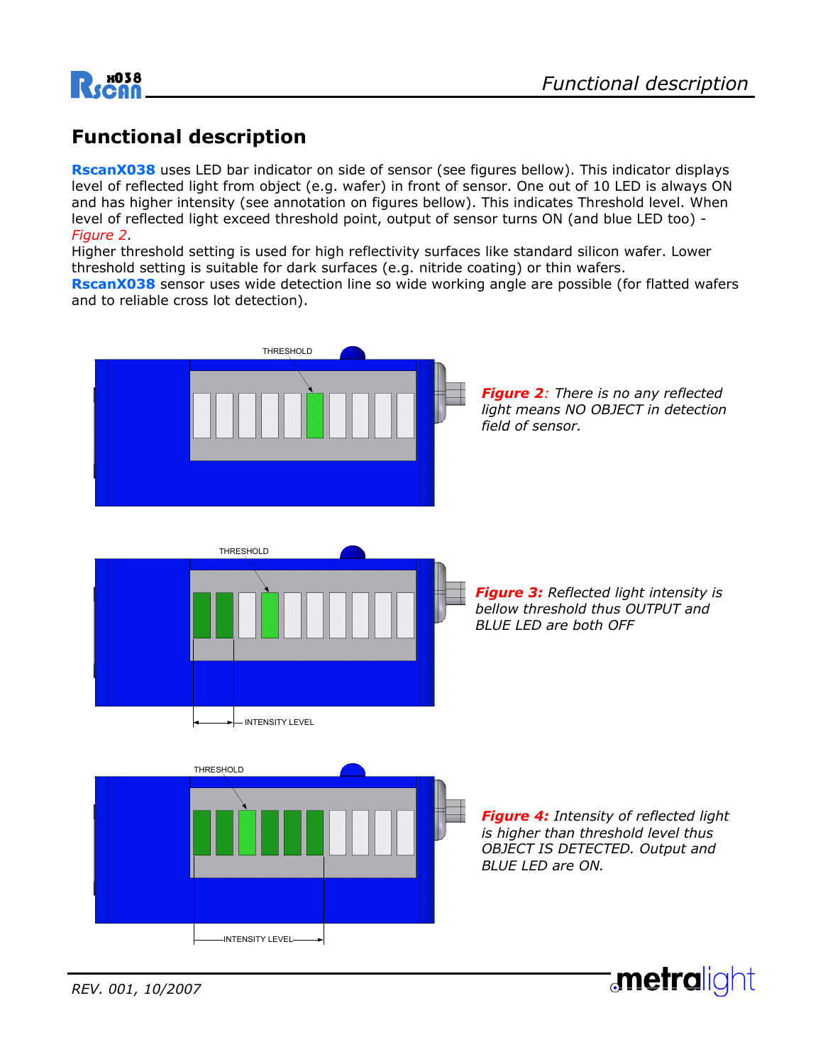# Functional description

**RscanX038** uses LED bar indicator on side of sensor (see figures bellow). This indicator displays level of reflected light from object (e.g. wafer) in front of sensor. One out of 10 LED is always ON and has higher intensity (see annotation on figures bellow). This indicates Threshold level. When level of reflected light exceed threshold point, output of sensor turns ON (and blue LED too) - *Figure 2*.
Higher threshold setting is used for high reflectivity surfaces like standard silicon wafer. Lower threshold setting is suitable for dark surfaces (e.g. nitride coating) or thin wafers.
**RscanX038** sensor uses wide detection line so wide working angle are possible (for flatted wafers and to reliable cross lot detection).

THRESHOLD

***Figure 2****: There is no any reflected light means NO OBJECT in detection field of sensor.*

THRESHOLD

INTENSITY LEVEL

***Figure 3:*** *Reflected light intensity is bellow threshold thus OUTPUT and BLUE LED are both OFF*

THRESHOLD

INTENSITY LEVEL

***Figure 4:*** *Intensity of reflected light is higher than threshold level thus OBJECT IS DETECTED. Output and BLUE LED are ON.*

*REV. 001, 10/2007*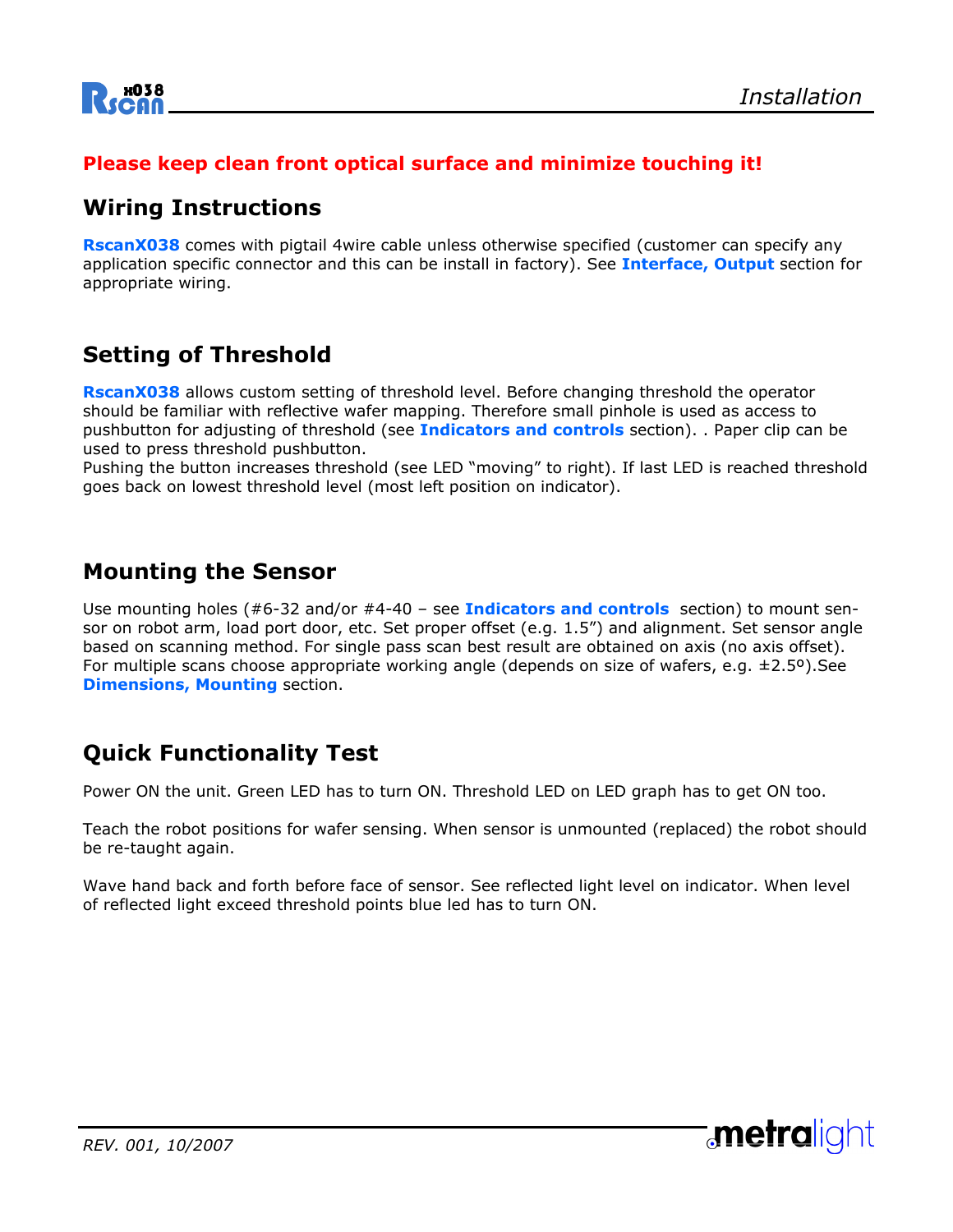**Please keep clean front optical surface and minimize touching it!**

## Wiring Instructions

**RscanX038** comes with pigtail 4wire cable unless otherwise specified (customer can specify any application specific connector and this can be install in factory). See **Interface, Output** section for appropriate wiring.

## Setting of Threshold

**RscanX038** allows custom setting of threshold level. Before changing threshold the operator should be familiar with reflective wafer mapping. Therefore small pinhole is used as access to pushbutton for adjusting of threshold (see **Indicators and controls** section). . Paper clip can be used to press threshold pushbutton.
Pushing the button increases threshold (see LED "moving" to right). If last LED is reached threshold goes back on lowest threshold level (most left position on indicator).

## Mounting the Sensor

Use mounting holes (#6-32 and/or #4-40 – see **Indicators and controls** section) to mount sensor on robot arm, load port door, etc. Set proper offset (e.g. 1.5") and alignment. Set sensor angle based on scanning method. For single pass scan best result are obtained on axis (no axis offset). For multiple scans choose appropriate working angle (depends on size of wafers, e.g. ±2.5º).See **Dimensions, Mounting** section.

## Quick Functionality Test

Power ON the unit. Green LED has to turn ON. Threshold LED on LED graph has to get ON too.

Teach the robot positions for wafer sensing. When sensor is unmounted (replaced) the robot should be re-taught again.

Wave hand back and forth before face of sensor. See reflected light level on indicator. When level of reflected light exceed threshold points blue led has to turn ON.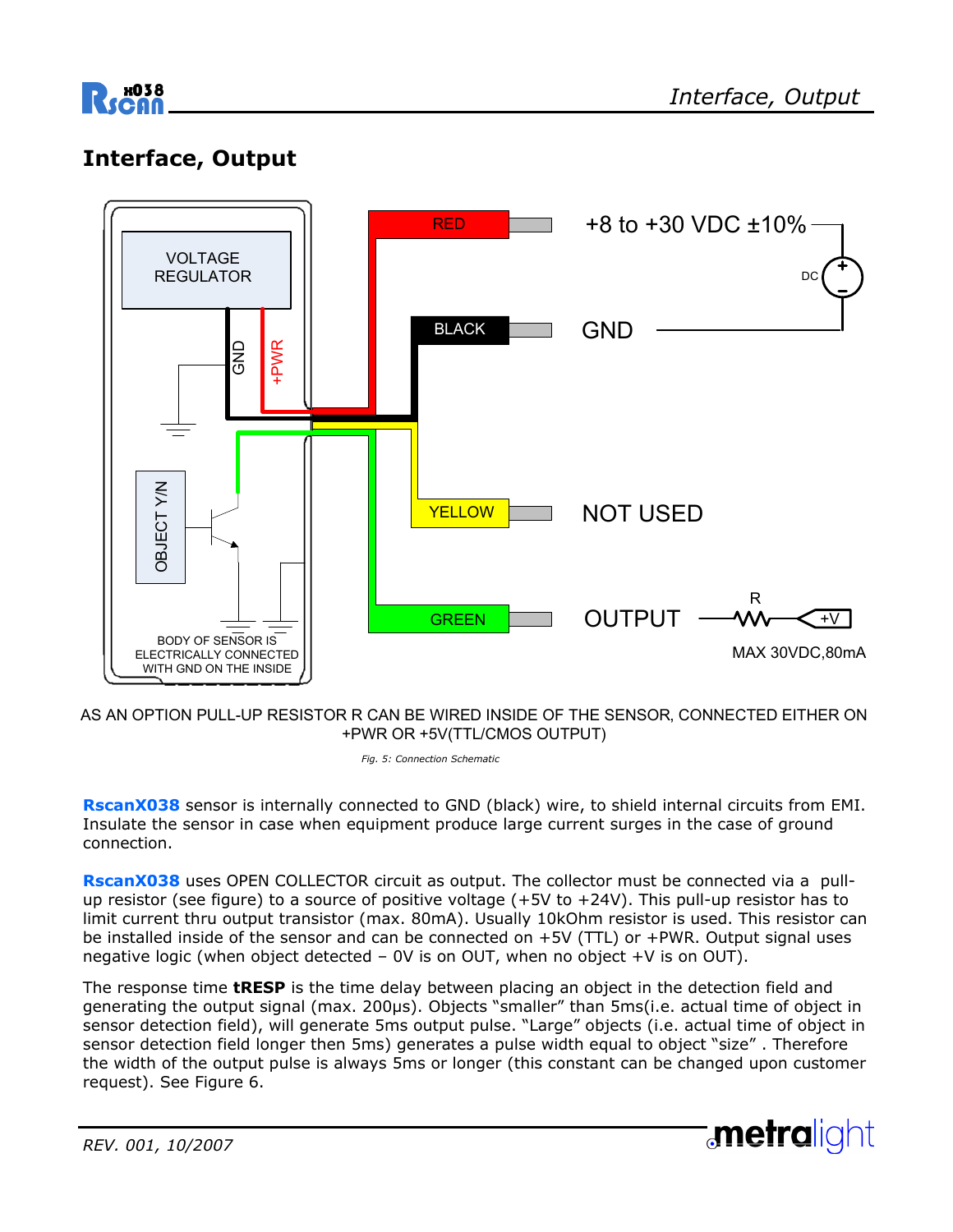# Interface, Output

AS AN OPTION PULL-UP RESISTOR R CAN BE WIRED INSIDE OF THE SENSOR, CONNECTED EITHER ON +PWR OR +5V(TTL/CMOS OUTPUT)

*Fig. 5: Connection Schematic*

**RscanX038** sensor is internally connected to GND (black) wire, to shield internal circuits from EMI. Insulate the sensor in case when equipment produce large current surges in the case of ground connection.

**RscanX038** uses OPEN COLLECTOR circuit as output. The collector must be connected via a pull-up resistor (see figure) to a source of positive voltage (+5V to +24V). This pull-up resistor has to limit current thru output transistor (max. 80mA). Usually 10kOhm resistor is used. This resistor can be installed inside of the sensor and can be connected on +5V (TTL) or +PWR. Output signal uses negative logic (when object detected – 0V is on OUT, when no object +V is on OUT).

The response time **tRESP** is the time delay between placing an object in the detection field and generating the output signal (max. 200μs). Objects "smaller" than 5ms(i.e. actual time of object in sensor detection field), will generate 5ms output pulse. "Large" objects (i.e. actual time of object in sensor detection field longer then 5ms) generates a pulse width equal to object "size" . Therefore the width of the output pulse is always 5ms or longer (this constant can be changed upon customer request). See Figure 6.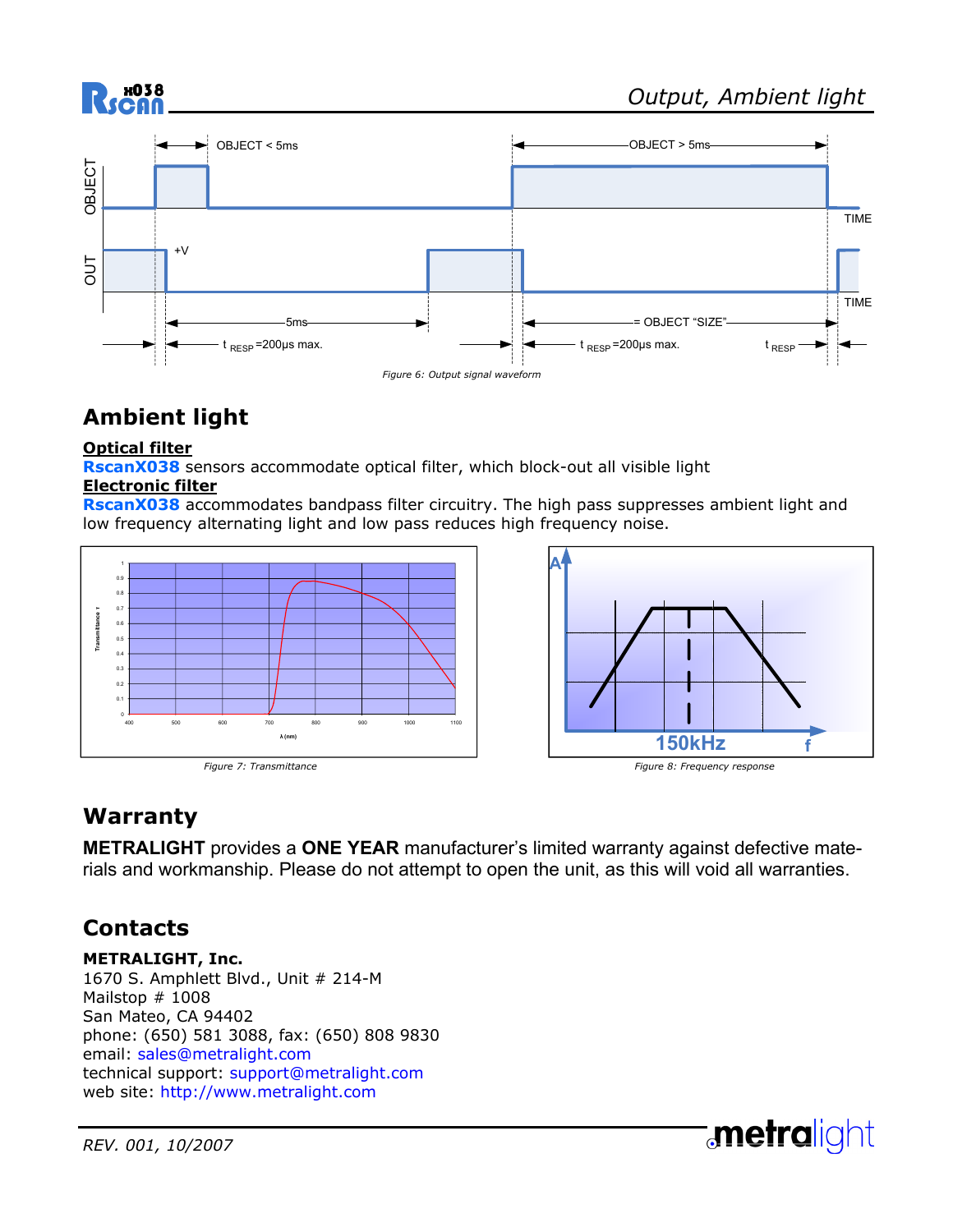Figure 6: Output signal waveform

## Ambient light

**Optical filter**

**RscanX038** sensors accommodate optical filter, which block-out all visible light

**Electronic filter**

**RscanX038** accommodates bandpass filter circuitry. The high pass suppresses ambient light and low frequency alternating light and low pass reduces high frequency noise.

Figure 7: Transmittance

Figure 8: Frequency response

## Warranty

**METRALIGHT** provides a **ONE YEAR** manufacturer's limited warranty against defective materials and workmanship. Please do not attempt to open the unit, as this will void all warranties.

## Contacts

**METRALIGHT, Inc.**
1670 S. Amphlett Blvd., Unit # 214-M
Mailstop # 1008
San Mateo, CA 94402
phone: (650) 581 3088, fax: (650) 808 9830
email: sales@metralight.com
technical support: support@metralight.com
web site: http://www.metralight.com

*REV. 001, 10/2007*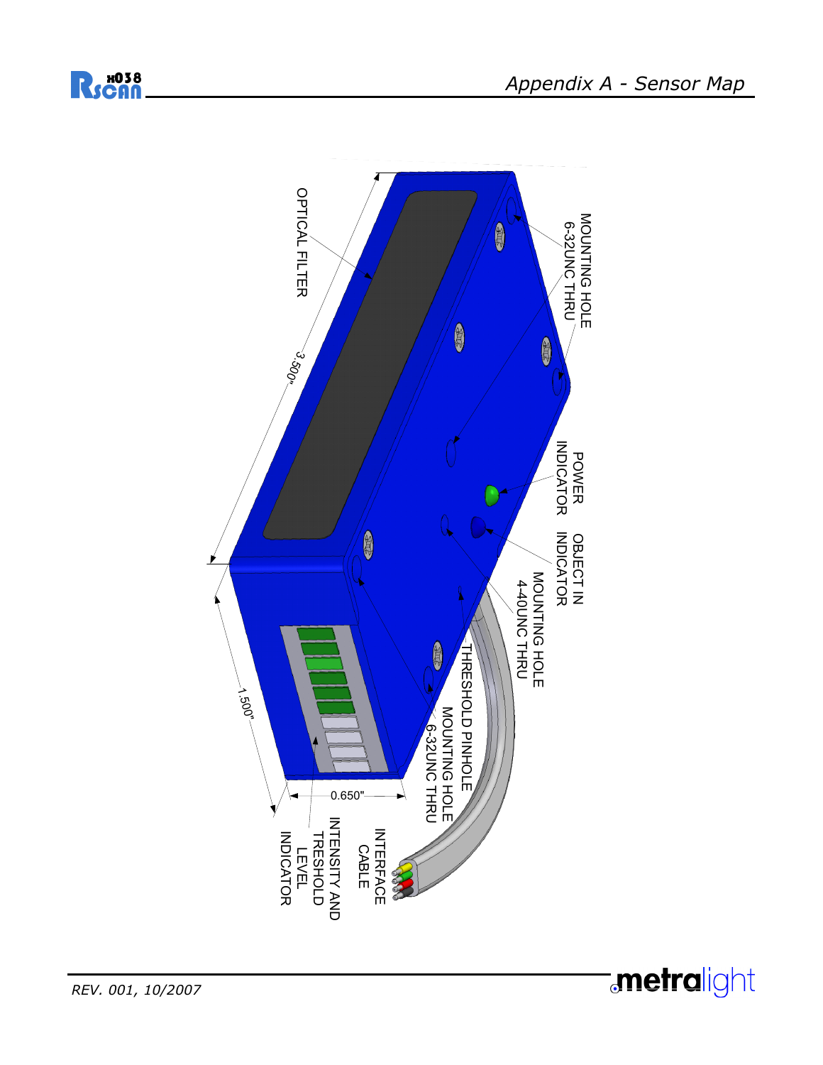# Appendix A - Sensor Map

OPTICAL FILTER

3.500"

MOUNTING HOLE
6-32UNC THRU

POWER
INDICATOR

OBJECT IN
INDICATOR

MOUNTING HOLE
4-40UNC THRU

THRESHOLD PINHOLE

MOUNTING HOLE
6-32UNC THRU

1.500"

0.650"

INTERFACE
CABLE

INTENSITY AND
TRESHOLD
LEVEL
INDICATOR

REV. 001, 10/2007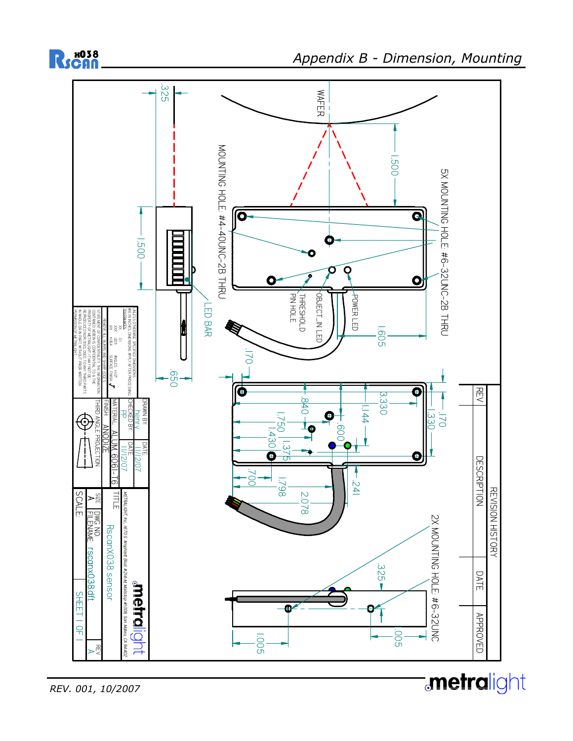# Appendix B - Dimension, Mounting

WAFER

1.500

5X MOUNTING HOLE: #6-32UNC-2B THRU

MOUNTING HOLE: #4-40UNC-2B THRU

.325

1.500

LED BAR

POWER LED

OBJECT_IN LED

THRESHOLD PIN HOLE

1.605

.170

.650

3.330

1.330

.170

.840

1.144

1.750

.600

1.430

1.375

.700

.241

1.798

2.078

2X MOUNTING HOLE: #6-32UNC

.325

1.005

.005

| REV | DESCRIPTION | DATE | APPROVED |
|---|---|---|---|

REVISION HISTORY

UNLESS OTHERWISE SPECIFIED DIMENSIONS ARE IN INCHES. DIMENSIONS APPLY AFTER PROCESSING.
TOLERANCES:
XX .01
XXX .005
X/X ±1/64
ANGLES ±1/2°
SURFACE FINISH
REMOVE ALL BURRS AND SHARP EDGES

STATEMENT OF CONFIDENTIALITY: THE INFORMATION CONTAINED HEREIN IS CONFIDENTIAL TO, & THE PROPERTY OF METRALIGHT. IT MAY NOT BE REPRODUCED NOR DISCLOSED TO ANY THIRD PARTY, IN WHOLE OR IN PART WITHOUT PRIOR WRITTEN PERMISSION OF METRALIGHT.

| | | |
|---|---|---|
| DRAWN BY: henry | DATE: 11/1/2007 | |
| CHECKED BY: PP | DATE: 11/12/07 | |
| MATERIAL: ALUM 6061-T6 | | |
| FINISH: ANODIZE | | |
| THIRD ANGLE PROJECTION | | |

metralight
METRALIGHT, Inc. 1670 S Amphlett Blvd #214-K Mailstop #1008, San Mateo, CA 94402

TITLE: RscanX038 sensor

SIZE: A | DWG NO. | REV: A

FILENAME: rscanx038dft

SCALE: | SHEET 1 OF 1

REV. 001, 10/2007